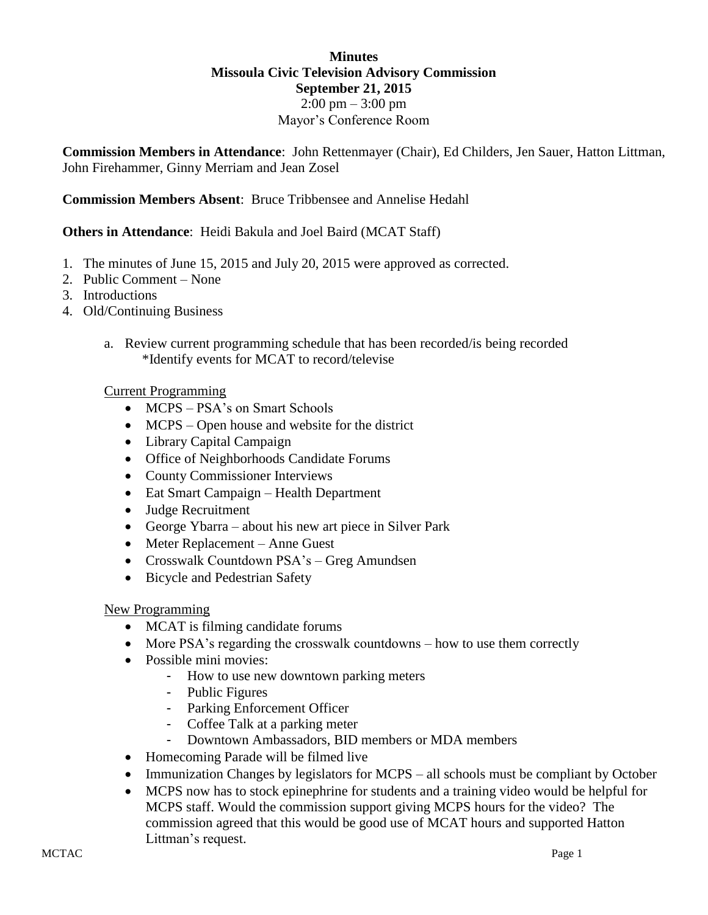**Minutes**
**Missoula Civic Television Advisory Commission**
**September 21, 2015**
2:00 pm – 3:00 pm
Mayor's Conference Room

**Commission Members in Attendance**: John Rettenmayer (Chair), Ed Childers, Jen Sauer, Hatton Littman, John Firehammer, Ginny Merriam and Jean Zosel

**Commission Members Absent**: Bruce Tribbensee and Annelise Hedahl

**Others in Attendance**: Heidi Bakula and Joel Baird (MCAT Staff)

1. The minutes of June 15, 2015 and July 20, 2015 were approved as corrected.
2. Public Comment – None
3. Introductions
4. Old/Continuing Business

   a. Review current programming schedule that has been recorded/is being recorded
      *Identify events for MCAT to record/televise

   Current Programming

   - MCPS – PSA's on Smart Schools
   - MCPS – Open house and website for the district
   - Library Capital Campaign
   - Office of Neighborhoods Candidate Forums
   - County Commissioner Interviews
   - Eat Smart Campaign – Health Department
   - Judge Recruitment
   - George Ybarra – about his new art piece in Silver Park
   - Meter Replacement – Anne Guest
   - Crosswalk Countdown PSA's – Greg Amundsen
   - Bicycle and Pedestrian Safety

   New Programming

   - MCAT is filming candidate forums
   - More PSA's regarding the crosswalk countdowns – how to use them correctly
   - Possible mini movies:
     - How to use new downtown parking meters
     - Public Figures
     - Parking Enforcement Officer
     - Coffee Talk at a parking meter
     - Downtown Ambassadors, BID members or MDA members
   - Homecoming Parade will be filmed live
   - Immunization Changes by legislators for MCPS – all schools must be compliant by October
   - MCPS now has to stock epinephrine for students and a training video would be helpful for MCPS staff. Would the commission support giving MCPS hours for the video? The commission agreed that this would be good use of MCAT hours and supported Hatton Littman's request.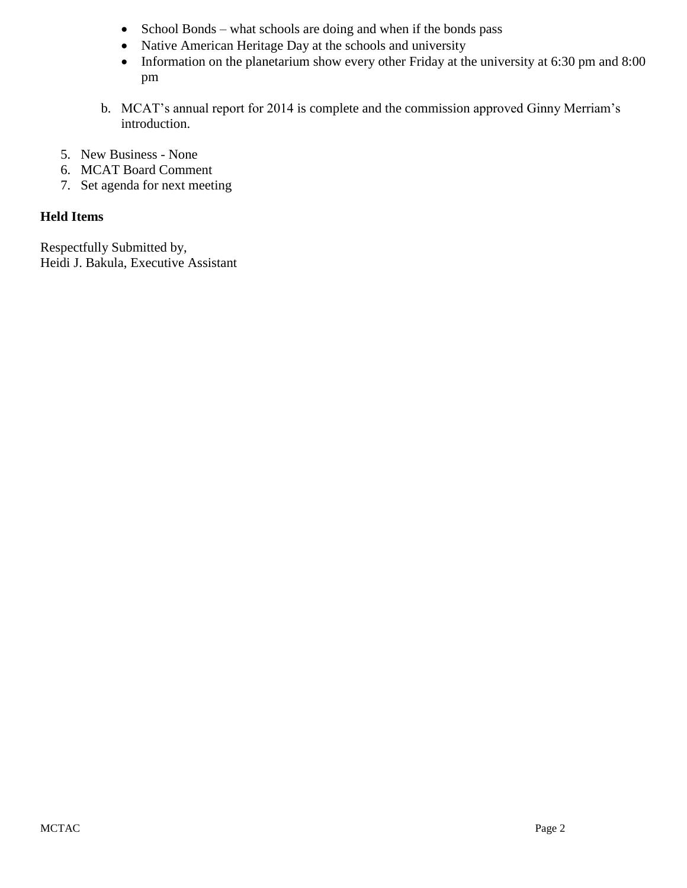- School Bonds – what schools are doing and when if the bonds pass
- Native American Heritage Day at the schools and university
- Information on the planetarium show every other Friday at the university at 6:30 pm and 8:00 pm

b. MCAT's annual report for 2014 is complete and the commission approved Ginny Merriam's introduction.

5. New Business - None
6. MCAT Board Comment
7. Set agenda for next meeting

**Held Items**

Respectfully Submitted by,
Heidi J. Bakula, Executive Assistant